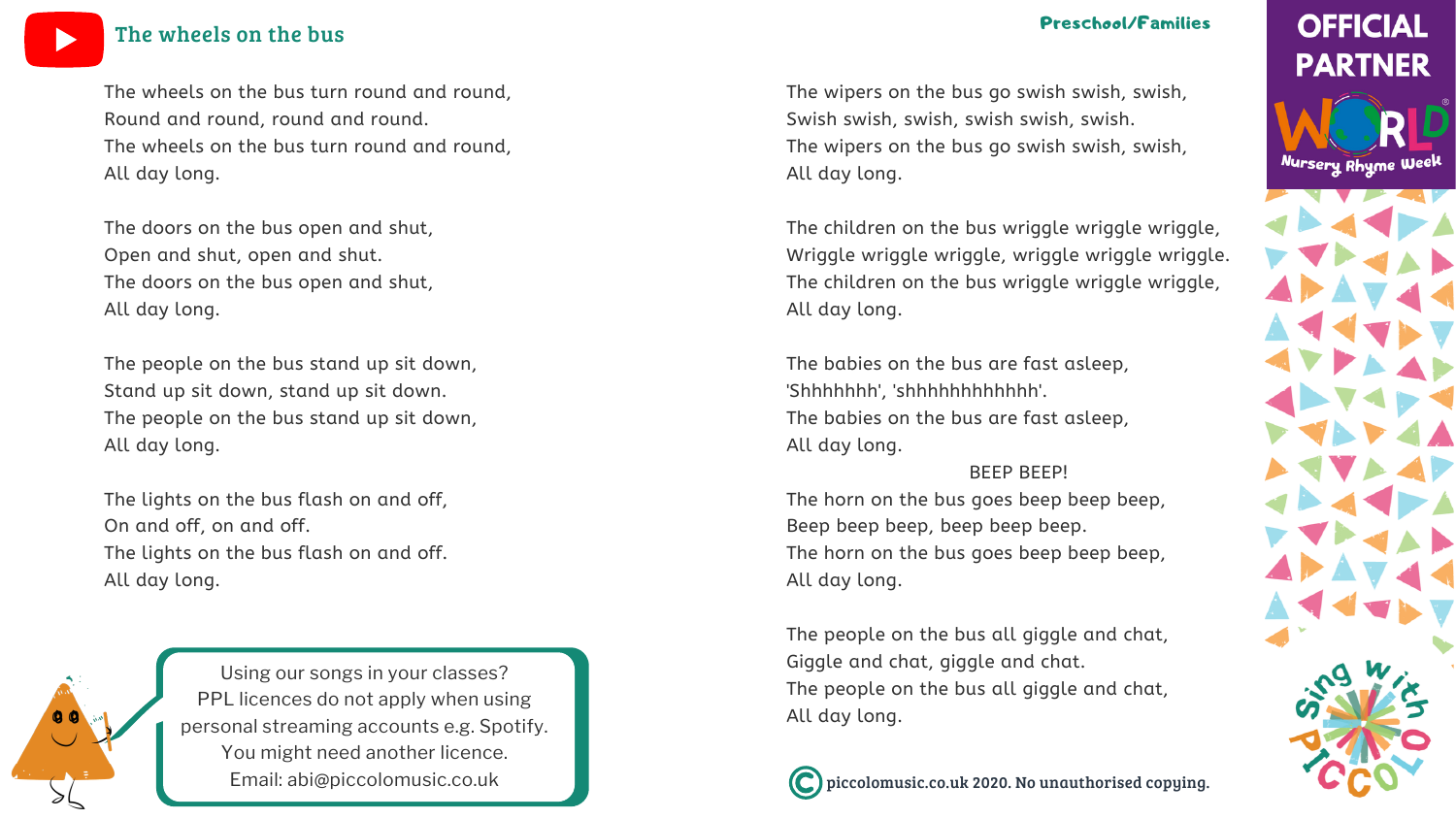# The wheels on the bus

Preschool/Families

The wheels on the bus turn round and round,
Round and round, round and round.
The wheels on the bus turn round and round,
All day long.

The doors on the bus open and shut,
Open and shut, open and shut.
The doors on the bus open and shut,
All day long.

The people on the bus stand up sit down,
Stand up sit down, stand up sit down.
The people on the bus stand up sit down,
All day long.

The lights on the bus flash on and off,
On and off, on and off.
The lights on the bus flash on and off.
All day long.

The wipers on the bus go swish swish, swish,
Swish swish, swish, swish swish, swish.
The wipers on the bus go swish swish, swish,
All day long.

The children on the bus wriggle wriggle wriggle,
Wriggle wriggle wriggle, wriggle wriggle wriggle.
The children on the bus wriggle wriggle wriggle,
All day long.

The babies on the bus are fast asleep,
'Shhhhhhh', 'shhhhhhhhhhhh'.
The babies on the bus are fast asleep,
All day long.

BEEP BEEP!

The horn on the bus goes beep beep beep,
Beep beep beep, beep beep beep.
The horn on the bus goes beep beep beep,
All day long.

The people on the bus all giggle and chat,
Giggle and chat, giggle and chat.
The people on the bus all giggle and chat,
All day long.

Using our songs in your classes?
PPL licences do not apply when using personal streaming accounts e.g. Spotify.
You might need another licence.
Email: abi@piccolomusic.co.uk

© piccolomusic.co.uk 2020. No unauthorised copying.

OFFICIAL PARTNER World Nursery Rhyme Week

Sing with Piccolo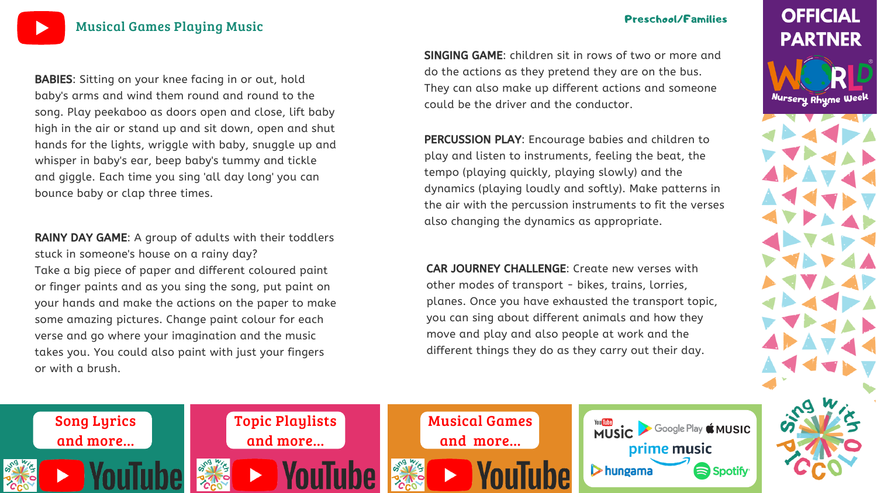# Musical Games Playing Music

Preschool/Families

**BABIES**: Sitting on your knee facing in or out, hold baby's arms and wind them round and round to the song. Play peekaboo as doors open and close, lift baby high in the air or stand up and sit down, open and shut hands for the lights, wriggle with baby, snuggle up and whisper in baby's ear, beep baby's tummy and tickle and giggle. Each time you sing 'all day long' you can bounce baby or clap three times.

**RAINY DAY GAME**: A group of adults with their toddlers stuck in someone's house on a rainy day?
Take a big piece of paper and different coloured paint or finger paints and as you sing the song, put paint on your hands and make the actions on the paper to make some amazing pictures. Change paint colour for each verse and go where your imagination and the music takes you. You could also paint with just your fingers or with a brush.

**SINGING GAME**: children sit in rows of two or more and do the actions as they pretend they are on the bus. They can also make up different actions and someone could be the driver and the conductor.

**PERCUSSION PLAY**: Encourage babies and children to play and listen to instruments, feeling the beat, the tempo (playing quickly, playing slowly) and the dynamics (playing loudly and softly). Make patterns in the air with the percussion instruments to fit the verses also changing the dynamics as appropriate.

**CAR JOURNEY CHALLENGE**: Create new verses with other modes of transport - bikes, trains, lorries, planes. Once you have exhausted the transport topic, you can sing about different animals and how they move and play and also people at work and the different things they do as they carry out their day.

OFFICIAL PARTNER World Nursery Rhyme Week

Song Lyrics and more... YouTube

Topic Playlists and more... YouTube

Musical Games and more... YouTube

YouTube Music · Google Play · Apple Music · prime music · hungama · Spotify

Sing with Piccolo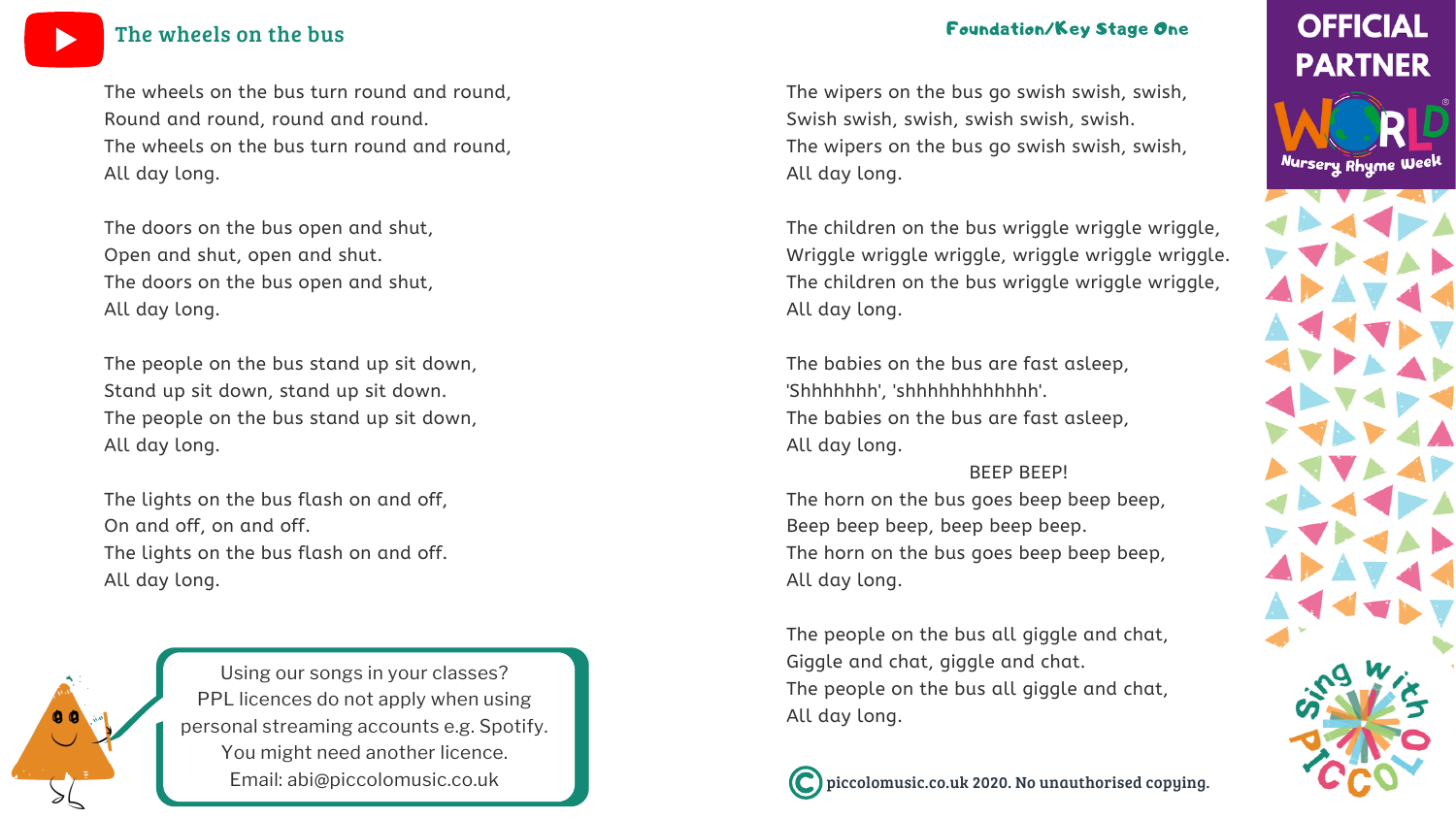## The wheels on the bus

Foundation/Key Stage One

The wheels on the bus turn round and round,
Round and round, round and round.
The wheels on the bus turn round and round,
All day long.

The doors on the bus open and shut,
Open and shut, open and shut.
The doors on the bus open and shut,
All day long.

The people on the bus stand up sit down,
Stand up sit down, stand up sit down.
The people on the bus stand up sit down,
All day long.

The lights on the bus flash on and off,
On and off, on and off.
The lights on the bus flash on and off.
All day long.

Using our songs in your classes?
PPL licences do not apply when using personal streaming accounts e.g. Spotify.
You might need another licence.
Email: abi@piccolomusic.co.uk

The wipers on the bus go swish swish, swish,
Swish swish, swish, swish swish, swish.
The wipers on the bus go swish swish, swish,
All day long.

The children on the bus wriggle wriggle wriggle,
Wriggle wriggle wriggle, wriggle wriggle wriggle.
The children on the bus wriggle wriggle wriggle,
All day long.

The babies on the bus are fast asleep,
'Shhhhhhh', 'shhhhhhhhhhhh'.
The babies on the bus are fast asleep,
All day long.

BEEP BEEP!

The horn on the bus goes beep beep beep,
Beep beep beep, beep beep beep.
The horn on the bus goes beep beep beep,
All day long.

The people on the bus all giggle and chat,
Giggle and chat, giggle and chat.
The people on the bus all giggle and chat,
All day long.

© piccolomusic.co.uk 2020. No unauthorised copying.

OFFICIAL PARTNER
WORLD Nursery Rhyme Week

Sing with Piccolo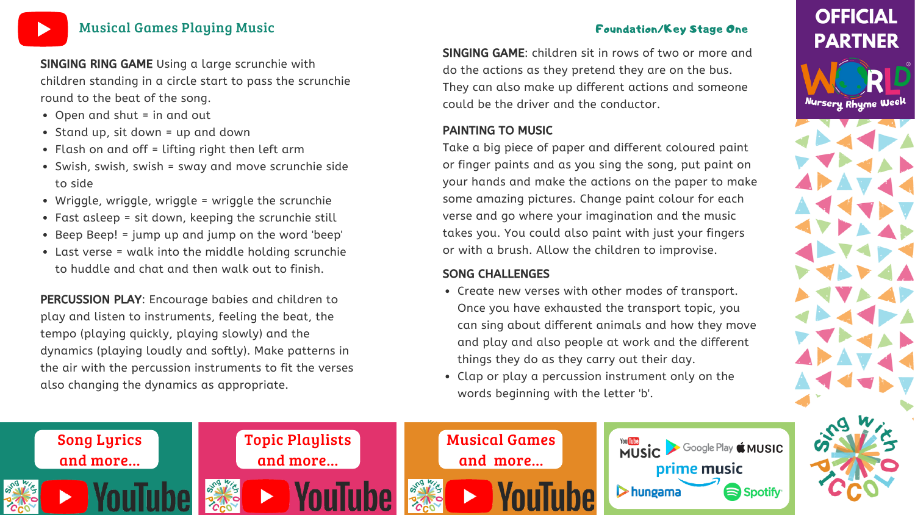## Musical Games Playing Music

**Foundation/Key Stage One**

**SINGING RING GAME** Using a large scrunchie with children standing in a circle start to pass the scrunchie round to the beat of the song.

- Open and shut = in and out
- Stand up, sit down = up and down
- Flash on and off = lifting right then left arm
- Swish, swish, swish = sway and move scrunchie side to side
- Wriggle, wriggle, wriggle = wriggle the scrunchie
- Fast asleep = sit down, keeping the scrunchie still
- Beep Beep! = jump up and jump on the word 'beep'
- Last verse = walk into the middle holding scrunchie to huddle and chat and then walk out to finish.

**PERCUSSION PLAY**: Encourage babies and children to play and listen to instruments, feeling the beat, the tempo (playing quickly, playing slowly) and the dynamics (playing loudly and softly). Make patterns in the air with the percussion instruments to fit the verses also changing the dynamics as appropriate.

**SINGING GAME**: children sit in rows of two or more and do the actions as they pretend they are on the bus. They can also make up different actions and someone could be the driver and the conductor.

**PAINTING TO MUSIC**

Take a big piece of paper and different coloured paint or finger paints and as you sing the song, put paint on your hands and make the actions on the paper to make some amazing pictures. Change paint colour for each verse and go where your imagination and the music takes you. You could also paint with just your fingers or with a brush. Allow the children to improvise.

**SONG CHALLENGES**

- Create new verses with other modes of transport. Once you have exhausted the transport topic, you can sing about different animals and how they move and play and also people at work and the different things they do as they carry out their day.
- Clap or play a percussion instrument only on the words beginning with the letter 'b'.

OFFICIAL PARTNER

World Nursery Rhyme Week

Song Lyrics and more...

Topic Playlists and more...

Musical Games and more...

YouTube Music · Google Play · Apple Music · prime music · hungama · Spotify

Sing with Piccolo